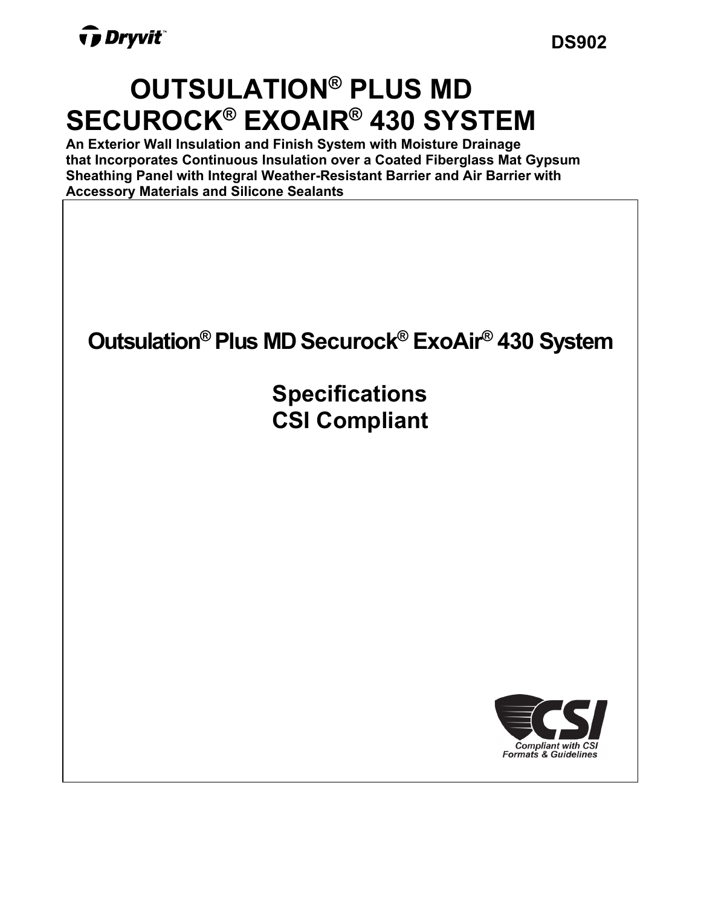Dryvit™

DS902

# OUTSULATION® PLUS MD SECUROCK® EXOAIR® 430 SYSTEM

**An Exterior Wall Insulation and Finish System with Moisture Drainage that Incorporates Continuous Insulation over a Coated Fiberglass Mat Gypsum Sheathing Panel with Integral Weather-Resistant Barrier and Air Barrier with Accessory Materials and Silicone Sealants**

## Outsulation® Plus MD Securock® ExoAir® 430 System

## Specifications
## CSI Compliant

CSI — Compliant with CSI Formats & Guidelines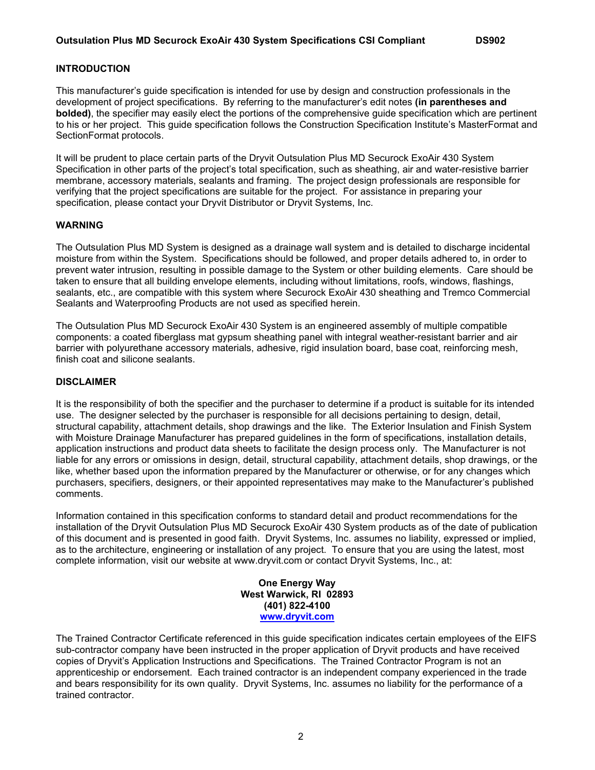## INTRODUCTION

This manufacturer's guide specification is intended for use by design and construction professionals in the development of project specifications. By referring to the manufacturer's edit notes **(in parentheses and bolded)**, the specifier may easily elect the portions of the comprehensive guide specification which are pertinent to his or her project. This guide specification follows the Construction Specification Institute's MasterFormat and SectionFormat protocols.

It will be prudent to place certain parts of the Dryvit Outsulation Plus MD Securock ExoAir 430 System Specification in other parts of the project's total specification, such as sheathing, air and water-resistive barrier membrane, accessory materials, sealants and framing. The project design professionals are responsible for verifying that the project specifications are suitable for the project. For assistance in preparing your specification, please contact your Dryvit Distributor or Dryvit Systems, Inc.

## WARNING

The Outsulation Plus MD System is designed as a drainage wall system and is detailed to discharge incidental moisture from within the System. Specifications should be followed, and proper details adhered to, in order to prevent water intrusion, resulting in possible damage to the System or other building elements. Care should be taken to ensure that all building envelope elements, including without limitations, roofs, windows, flashings, sealants, etc., are compatible with this system where Securock ExoAir 430 sheathing and Tremco Commercial Sealants and Waterproofing Products are not used as specified herein.

The Outsulation Plus MD Securock ExoAir 430 System is an engineered assembly of multiple compatible components: a coated fiberglass mat gypsum sheathing panel with integral weather-resistant barrier and air barrier with polyurethane accessory materials, adhesive, rigid insulation board, base coat, reinforcing mesh, finish coat and silicone sealants.

## DISCLAIMER

It is the responsibility of both the specifier and the purchaser to determine if a product is suitable for its intended use. The designer selected by the purchaser is responsible for all decisions pertaining to design, detail, structural capability, attachment details, shop drawings and the like. The Exterior Insulation and Finish System with Moisture Drainage Manufacturer has prepared guidelines in the form of specifications, installation details, application instructions and product data sheets to facilitate the design process only. The Manufacturer is not liable for any errors or omissions in design, detail, structural capability, attachment details, shop drawings, or the like, whether based upon the information prepared by the Manufacturer or otherwise, or for any changes which purchasers, specifiers, designers, or their appointed representatives may make to the Manufacturer's published comments.

Information contained in this specification conforms to standard detail and product recommendations for the installation of the Dryvit Outsulation Plus MD Securock ExoAir 430 System products as of the date of publication of this document and is presented in good faith. Dryvit Systems, Inc. assumes no liability, expressed or implied, as to the architecture, engineering or installation of any project. To ensure that you are using the latest, most complete information, visit our website at www.dryvit.com or contact Dryvit Systems, Inc., at:

**One Energy Way**
**West Warwick, RI 02893**
**(401) 822-4100**
**www.dryvit.com**

The Trained Contractor Certificate referenced in this guide specification indicates certain employees of the EIFS sub-contractor company have been instructed in the proper application of Dryvit products and have received copies of Dryvit's Application Instructions and Specifications. The Trained Contractor Program is not an apprenticeship or endorsement. Each trained contractor is an independent company experienced in the trade and bears responsibility for its own quality. Dryvit Systems, Inc. assumes no liability for the performance of a trained contractor.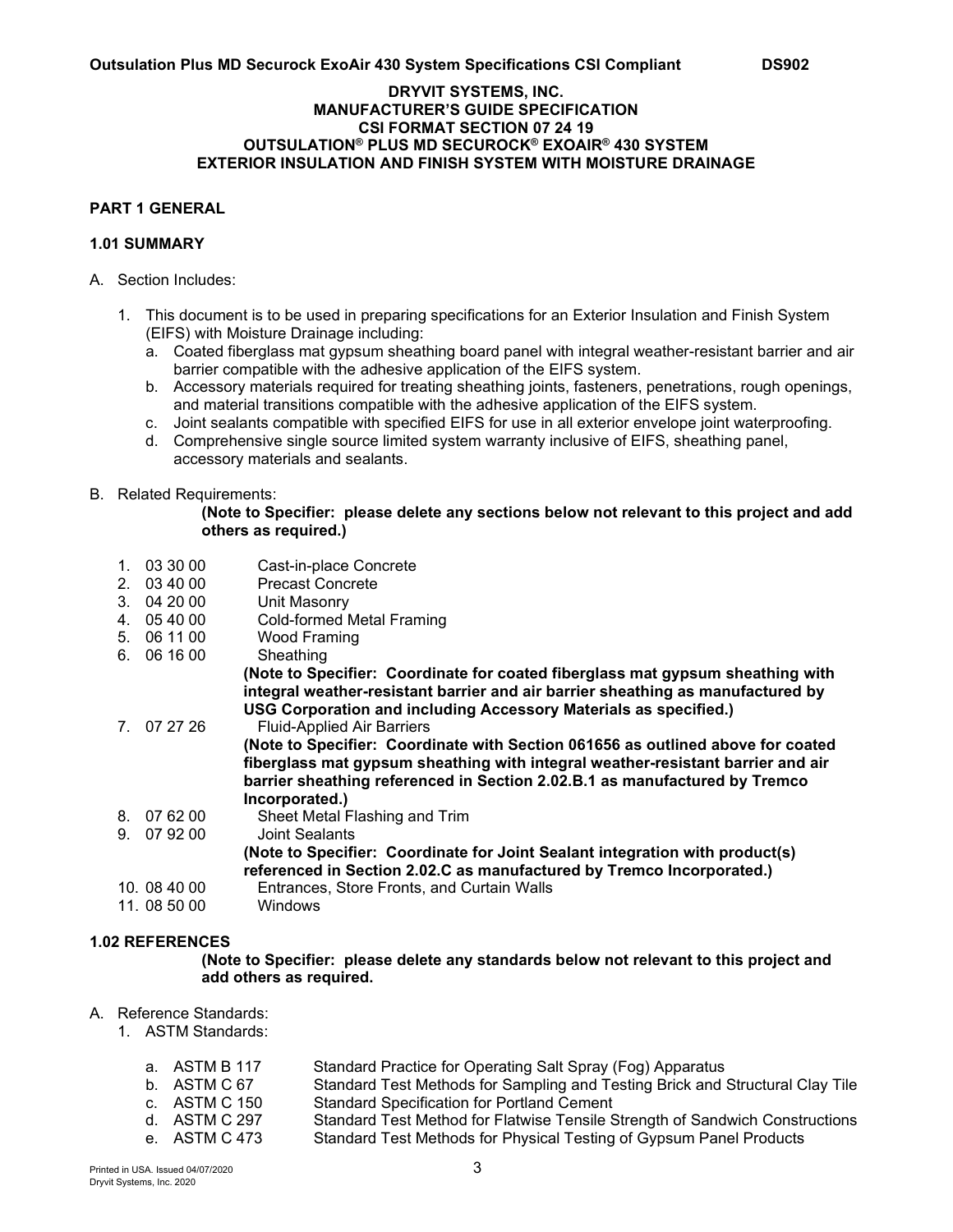**DRYVIT SYSTEMS, INC.**
**MANUFACTURER'S GUIDE SPECIFICATION**
**CSI FORMAT SECTION 07 24 19**
**OUTSULATION® PLUS MD SECUROCK® EXOAIR® 430 SYSTEM**
**EXTERIOR INSULATION AND FINISH SYSTEM WITH MOISTURE DRAINAGE**

## PART 1 GENERAL

### 1.01 SUMMARY

A. Section Includes:

1. This document is to be used in preparing specifications for an Exterior Insulation and Finish System (EIFS) with Moisture Drainage including:
   a. Coated fiberglass mat gypsum sheathing board panel with integral weather-resistant barrier and air barrier compatible with the adhesive application of the EIFS system.
   b. Accessory materials required for treating sheathing joints, fasteners, penetrations, rough openings, and material transitions compatible with the adhesive application of the EIFS system.
   c. Joint sealants compatible with specified EIFS for use in all exterior envelope joint waterproofing.
   d. Comprehensive single source limited system warranty inclusive of EIFS, sheathing panel, accessory materials and sealants.

B. Related Requirements:

**(Note to Specifier: please delete any sections below not relevant to this project and add others as required.)**

1. 03 30 00 Cast-in-place Concrete
2. 03 40 00 Precast Concrete
3. 04 20 00 Unit Masonry
4. 05 40 00 Cold-formed Metal Framing
5. 06 11 00 Wood Framing
6. 06 16 00 Sheathing
   **(Note to Specifier: Coordinate for coated fiberglass mat gypsum sheathing with integral weather-resistant barrier and air barrier sheathing as manufactured by USG Corporation and including Accessory Materials as specified.)**
7. 07 27 26 Fluid-Applied Air Barriers
   **(Note to Specifier: Coordinate with Section 061656 as outlined above for coated fiberglass mat gypsum sheathing with integral weather-resistant barrier and air barrier sheathing referenced in Section 2.02.B.1 as manufactured by Tremco Incorporated.)**
8. 07 62 00 Sheet Metal Flashing and Trim
9. 07 92 00 Joint Sealants
   **(Note to Specifier: Coordinate for Joint Sealant integration with product(s) referenced in Section 2.02.C as manufactured by Tremco Incorporated.)**
10. 08 40 00 Entrances, Store Fronts, and Curtain Walls
11. 08 50 00 Windows

### 1.02 REFERENCES

**(Note to Specifier: please delete any standards below not relevant to this project and add others as required.**

A. Reference Standards:

1. ASTM Standards:
   a. ASTM B 117 Standard Practice for Operating Salt Spray (Fog) Apparatus
   b. ASTM C 67 Standard Test Methods for Sampling and Testing Brick and Structural Clay Tile
   c. ASTM C 150 Standard Specification for Portland Cement
   d. ASTM C 297 Standard Test Method for Flatwise Tensile Strength of Sandwich Constructions
   e. ASTM C 473 Standard Test Methods for Physical Testing of Gypsum Panel Products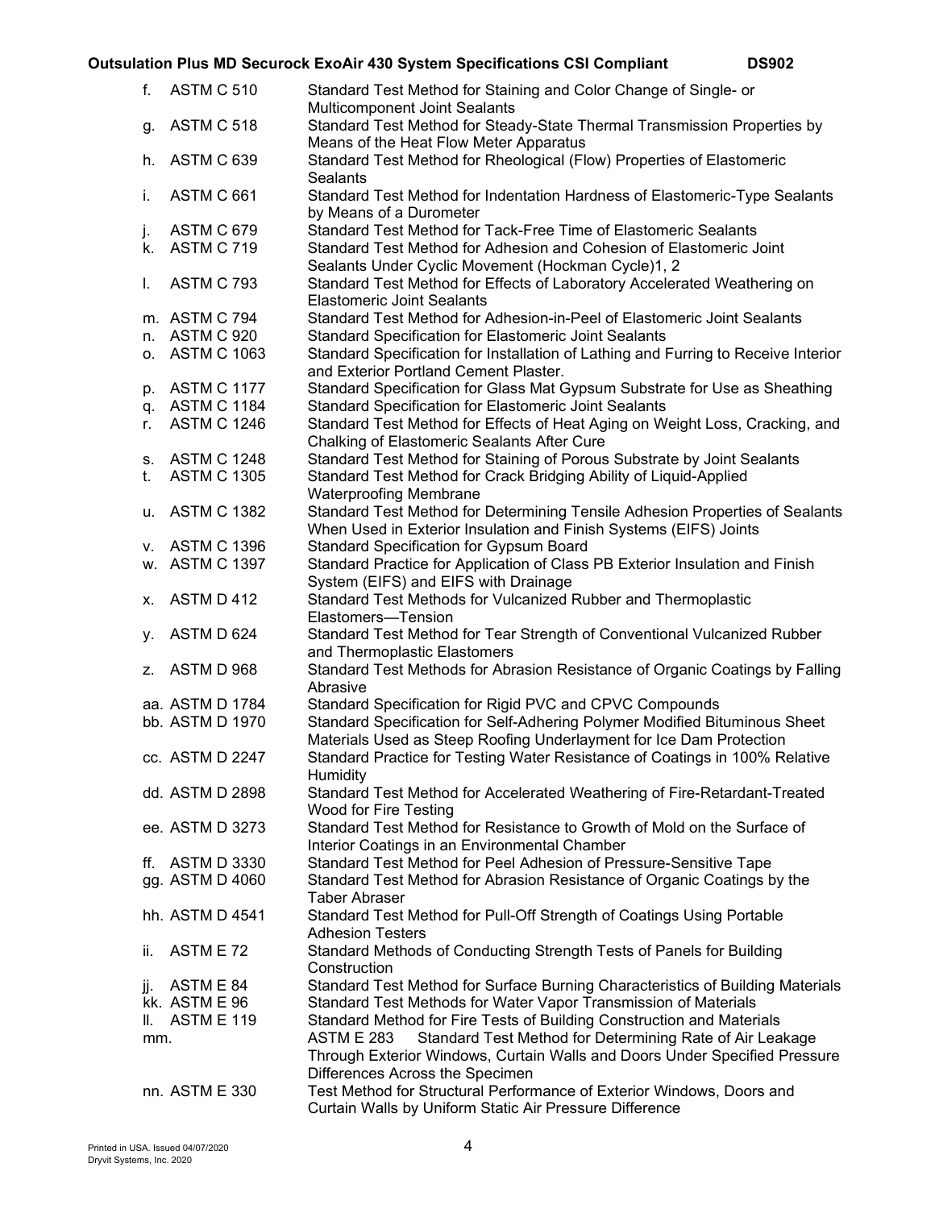f. ASTM C 510 Standard Test Method for Staining and Color Change of Single- or Multicomponent Joint Sealants

g. ASTM C 518 Standard Test Method for Steady-State Thermal Transmission Properties by Means of the Heat Flow Meter Apparatus

h. ASTM C 639 Standard Test Method for Rheological (Flow) Properties of Elastomeric Sealants

i. ASTM C 661 Standard Test Method for Indentation Hardness of Elastomeric-Type Sealants by Means of a Durometer

j. ASTM C 679 Standard Test Method for Tack-Free Time of Elastomeric Sealants

k. ASTM C 719 Standard Test Method for Adhesion and Cohesion of Elastomeric Joint Sealants Under Cyclic Movement (Hockman Cycle)1, 2

l. ASTM C 793 Standard Test Method for Effects of Laboratory Accelerated Weathering on Elastomeric Joint Sealants

m. ASTM C 794 Standard Test Method for Adhesion-in-Peel of Elastomeric Joint Sealants

n. ASTM C 920 Standard Specification for Elastomeric Joint Sealants

o. ASTM C 1063 Standard Specification for Installation of Lathing and Furring to Receive Interior and Exterior Portland Cement Plaster.

p. ASTM C 1177 Standard Specification for Glass Mat Gypsum Substrate for Use as Sheathing

q. ASTM C 1184 Standard Specification for Elastomeric Joint Sealants

r. ASTM C 1246 Standard Test Method for Effects of Heat Aging on Weight Loss, Cracking, and Chalking of Elastomeric Sealants After Cure

s. ASTM C 1248 Standard Test Method for Staining of Porous Substrate by Joint Sealants

t. ASTM C 1305 Standard Test Method for Crack Bridging Ability of Liquid-Applied Waterproofing Membrane

u. ASTM C 1382 Standard Test Method for Determining Tensile Adhesion Properties of Sealants When Used in Exterior Insulation and Finish Systems (EIFS) Joints

v. ASTM C 1396 Standard Specification for Gypsum Board

w. ASTM C 1397 Standard Practice for Application of Class PB Exterior Insulation and Finish System (EIFS) and EIFS with Drainage

x. ASTM D 412 Standard Test Methods for Vulcanized Rubber and Thermoplastic Elastomers—Tension

y. ASTM D 624 Standard Test Method for Tear Strength of Conventional Vulcanized Rubber and Thermoplastic Elastomers

z. ASTM D 968 Standard Test Methods for Abrasion Resistance of Organic Coatings by Falling Abrasive

aa. ASTM D 1784 Standard Specification for Rigid PVC and CPVC Compounds

bb. ASTM D 1970 Standard Specification for Self-Adhering Polymer Modified Bituminous Sheet Materials Used as Steep Roofing Underlayment for Ice Dam Protection

cc. ASTM D 2247 Standard Practice for Testing Water Resistance of Coatings in 100% Relative Humidity

dd. ASTM D 2898 Standard Test Method for Accelerated Weathering of Fire-Retardant-Treated Wood for Fire Testing

ee. ASTM D 3273 Standard Test Method for Resistance to Growth of Mold on the Surface of Interior Coatings in an Environmental Chamber

ff. ASTM D 3330 Standard Test Method for Peel Adhesion of Pressure-Sensitive Tape

gg. ASTM D 4060 Standard Test Method for Abrasion Resistance of Organic Coatings by the Taber Abraser

hh. ASTM D 4541 Standard Test Method for Pull-Off Strength of Coatings Using Portable Adhesion Testers

ii. ASTM E 72 Standard Methods of Conducting Strength Tests of Panels for Building Construction

jj. ASTM E 84 Standard Test Method for Surface Burning Characteristics of Building Materials

kk. ASTM E 96 Standard Test Methods for Water Vapor Transmission of Materials

ll. ASTM E 119 Standard Method for Fire Tests of Building Construction and Materials

mm. ASTM E 283 Standard Test Method for Determining Rate of Air Leakage Through Exterior Windows, Curtain Walls and Doors Under Specified Pressure Differences Across the Specimen

nn. ASTM E 330 Test Method for Structural Performance of Exterior Windows, Doors and Curtain Walls by Uniform Static Air Pressure Difference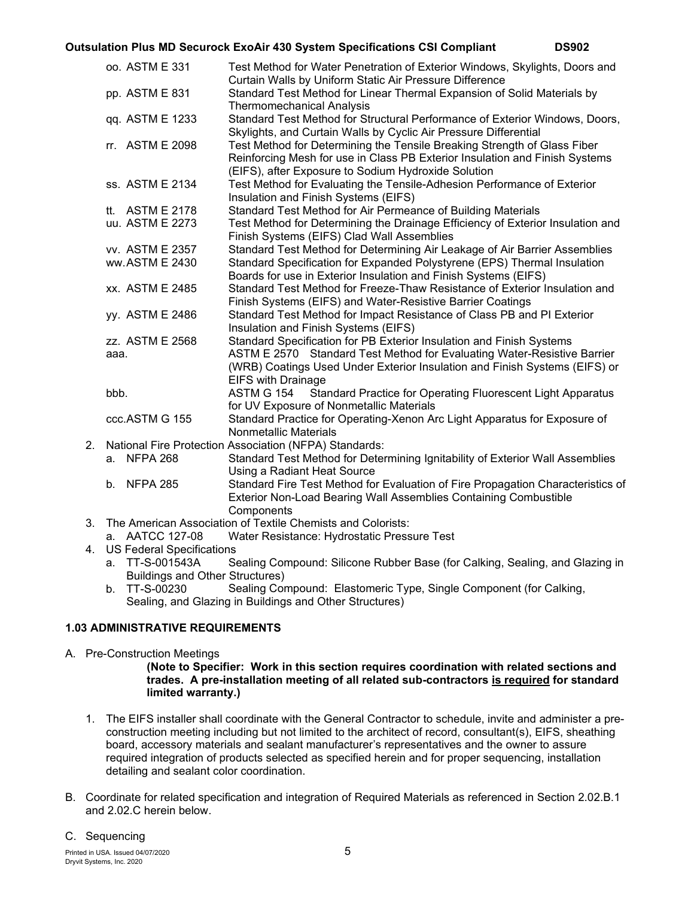oo. ASTM E 331 Test Method for Water Penetration of Exterior Windows, Skylights, Doors and Curtain Walls by Uniform Static Air Pressure Difference

pp. ASTM E 831 Standard Test Method for Linear Thermal Expansion of Solid Materials by Thermomechanical Analysis

qq. ASTM E 1233 Standard Test Method for Structural Performance of Exterior Windows, Doors, Skylights, and Curtain Walls by Cyclic Air Pressure Differential

rr. ASTM E 2098 Test Method for Determining the Tensile Breaking Strength of Glass Fiber Reinforcing Mesh for use in Class PB Exterior Insulation and Finish Systems (EIFS), after Exposure to Sodium Hydroxide Solution

ss. ASTM E 2134 Test Method for Evaluating the Tensile-Adhesion Performance of Exterior Insulation and Finish Systems (EIFS)

tt. ASTM E 2178 Standard Test Method for Air Permeance of Building Materials

uu. ASTM E 2273 Test Method for Determining the Drainage Efficiency of Exterior Insulation and Finish Systems (EIFS) Clad Wall Assemblies

vv. ASTM E 2357 Standard Test Method for Determining Air Leakage of Air Barrier Assemblies

ww. ASTM E 2430 Standard Specification for Expanded Polystyrene (EPS) Thermal Insulation Boards for use in Exterior Insulation and Finish Systems (EIFS)

xx. ASTM E 2485 Standard Test Method for Freeze-Thaw Resistance of Exterior Insulation and Finish Systems (EIFS) and Water-Resistive Barrier Coatings

yy. ASTM E 2486 Standard Test Method for Impact Resistance of Class PB and PI Exterior Insulation and Finish Systems (EIFS)

zz. ASTM E 2568 Standard Specification for PB Exterior Insulation and Finish Systems

aaa. ASTM E 2570 Standard Test Method for Evaluating Water-Resistive Barrier (WRB) Coatings Used Under Exterior Insulation and Finish Systems (EIFS) or EIFS with Drainage

bbb. ASTM G 154 Standard Practice for Operating Fluorescent Light Apparatus for UV Exposure of Nonmetallic Materials

ccc. ASTM G 155 Standard Practice for Operating-Xenon Arc Light Apparatus for Exposure of Nonmetallic Materials

2. National Fire Protection Association (NFPA) Standards:
   a. NFPA 268 Standard Test Method for Determining Ignitability of Exterior Wall Assemblies Using a Radiant Heat Source
   b. NFPA 285 Standard Fire Test Method for Evaluation of Fire Propagation Characteristics of Exterior Non-Load Bearing Wall Assemblies Containing Combustible Components
3. The American Association of Textile Chemists and Colorists:
   a. AATCC 127-08 Water Resistance: Hydrostatic Pressure Test
4. US Federal Specifications
   a. TT-S-001543A Sealing Compound: Silicone Rubber Base (for Calking, Sealing, and Glazing in Buildings and Other Structures)
   b. TT-S-00230 Sealing Compound: Elastomeric Type, Single Component (for Calking, Sealing, and Glazing in Buildings and Other Structures)

**1.03 ADMINISTRATIVE REQUIREMENTS**

A. Pre-Construction Meetings

**(Note to Specifier: Work in this section requires coordination with related sections and trades. A pre-installation meeting of all related sub-contractors is required for standard limited warranty.)**

1. The EIFS installer shall coordinate with the General Contractor to schedule, invite and administer a pre-construction meeting including but not limited to the architect of record, consultant(s), EIFS, sheathing board, accessory materials and sealant manufacturer's representatives and the owner to assure required integration of products selected as specified herein and for proper sequencing, installation detailing and sealant color coordination.

B. Coordinate for related specification and integration of Required Materials as referenced in Section 2.02.B.1 and 2.02.C herein below.

C. Sequencing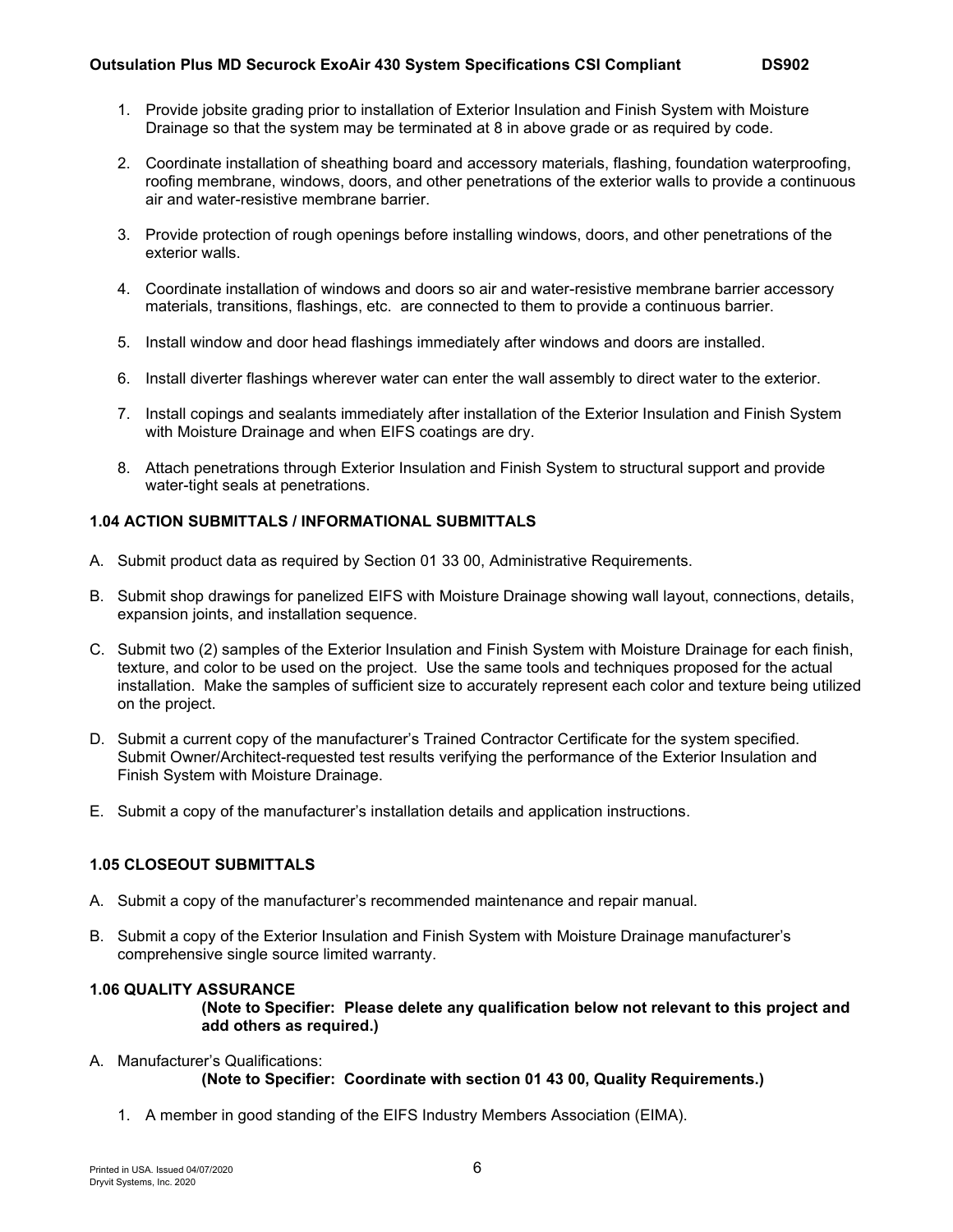1. Provide jobsite grading prior to installation of Exterior Insulation and Finish System with Moisture Drainage so that the system may be terminated at 8 in above grade or as required by code.

2. Coordinate installation of sheathing board and accessory materials, flashing, foundation waterproofing, roofing membrane, windows, doors, and other penetrations of the exterior walls to provide a continuous air and water-resistive membrane barrier.

3. Provide protection of rough openings before installing windows, doors, and other penetrations of the exterior walls.

4. Coordinate installation of windows and doors so air and water-resistive membrane barrier accessory materials, transitions, flashings, etc. are connected to them to provide a continuous barrier.

5. Install window and door head flashings immediately after windows and doors are installed.

6. Install diverter flashings wherever water can enter the wall assembly to direct water to the exterior.

7. Install copings and sealants immediately after installation of the Exterior Insulation and Finish System with Moisture Drainage and when EIFS coatings are dry.

8. Attach penetrations through Exterior Insulation and Finish System to structural support and provide water-tight seals at penetrations.

### 1.04 ACTION SUBMITTALS / INFORMATIONAL SUBMITTALS

A. Submit product data as required by Section 01 33 00, Administrative Requirements.

B. Submit shop drawings for panelized EIFS with Moisture Drainage showing wall layout, connections, details, expansion joints, and installation sequence.

C. Submit two (2) samples of the Exterior Insulation and Finish System with Moisture Drainage for each finish, texture, and color to be used on the project. Use the same tools and techniques proposed for the actual installation. Make the samples of sufficient size to accurately represent each color and texture being utilized on the project.

D. Submit a current copy of the manufacturer's Trained Contractor Certificate for the system specified. Submit Owner/Architect-requested test results verifying the performance of the Exterior Insulation and Finish System with Moisture Drainage.

E. Submit a copy of the manufacturer's installation details and application instructions.

### 1.05 CLOSEOUT SUBMITTALS

A. Submit a copy of the manufacturer's recommended maintenance and repair manual.

B. Submit a copy of the Exterior Insulation and Finish System with Moisture Drainage manufacturer's comprehensive single source limited warranty.

### 1.06 QUALITY ASSURANCE

**(Note to Specifier: Please delete any qualification below not relevant to this project and add others as required.)**

A. Manufacturer's Qualifications:

**(Note to Specifier: Coordinate with section 01 43 00, Quality Requirements.)**

1. A member in good standing of the EIFS Industry Members Association (EIMA).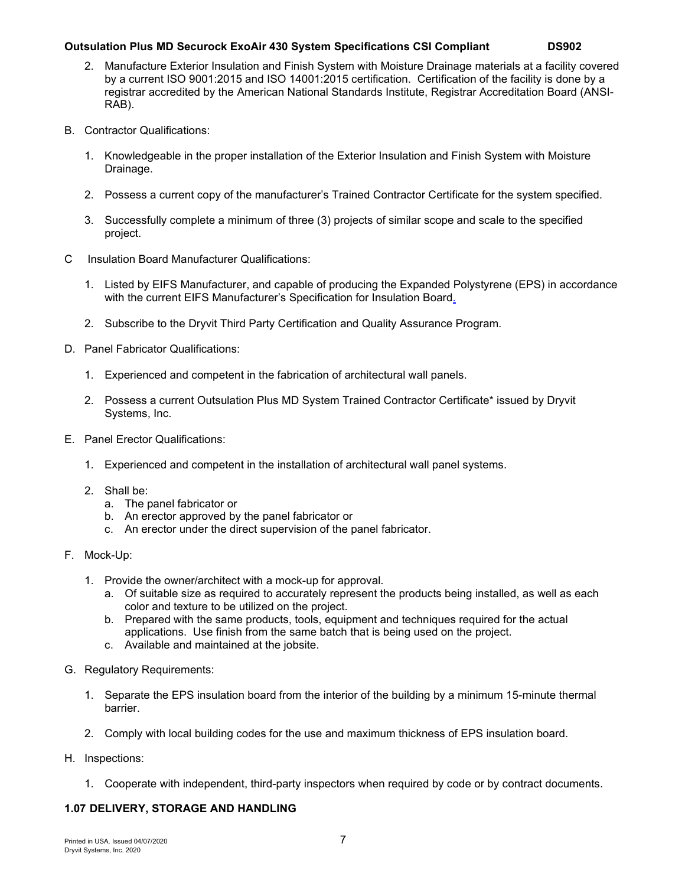2. Manufacture Exterior Insulation and Finish System with Moisture Drainage materials at a facility covered by a current ISO 9001:2015 and ISO 14001:2015 certification. Certification of the facility is done by a registrar accredited by the American National Standards Institute, Registrar Accreditation Board (ANSI-RAB).

B. Contractor Qualifications:

1. Knowledgeable in the proper installation of the Exterior Insulation and Finish System with Moisture Drainage.

2. Possess a current copy of the manufacturer's Trained Contractor Certificate for the system specified.

3. Successfully complete a minimum of three (3) projects of similar scope and scale to the specified project.

C Insulation Board Manufacturer Qualifications:

1. Listed by EIFS Manufacturer, and capable of producing the Expanded Polystyrene (EPS) in accordance with the current EIFS Manufacturer's Specification for Insulation Board.

2. Subscribe to the Dryvit Third Party Certification and Quality Assurance Program.

D. Panel Fabricator Qualifications:

1. Experienced and competent in the fabrication of architectural wall panels.

2. Possess a current Outsulation Plus MD System Trained Contractor Certificate* issued by Dryvit Systems, Inc.

E. Panel Erector Qualifications:

1. Experienced and competent in the installation of architectural wall panel systems.

2. Shall be:
   a. The panel fabricator or
   b. An erector approved by the panel fabricator or
   c. An erector under the direct supervision of the panel fabricator.

F. Mock-Up:

1. Provide the owner/architect with a mock-up for approval.
   a. Of suitable size as required to accurately represent the products being installed, as well as each color and texture to be utilized on the project.
   b. Prepared with the same products, tools, equipment and techniques required for the actual applications. Use finish from the same batch that is being used on the project.
   c. Available and maintained at the jobsite.

G. Regulatory Requirements:

1. Separate the EPS insulation board from the interior of the building by a minimum 15-minute thermal barrier.

2. Comply with local building codes for the use and maximum thickness of EPS insulation board.

H. Inspections:

1. Cooperate with independent, third-party inspectors when required by code or by contract documents.

**1.07 DELIVERY, STORAGE AND HANDLING**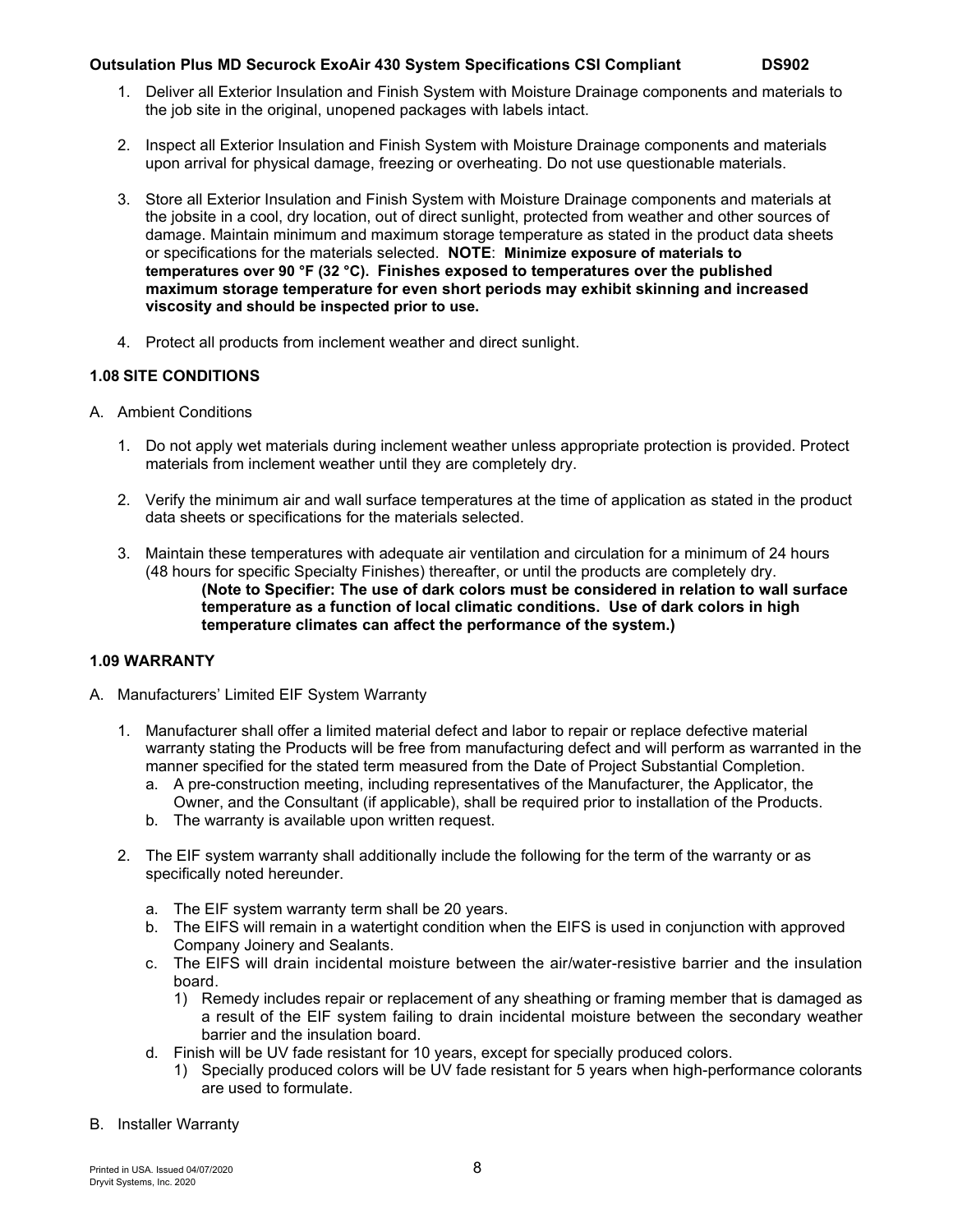1. Deliver all Exterior Insulation and Finish System with Moisture Drainage components and materials to the job site in the original, unopened packages with labels intact.

2. Inspect all Exterior Insulation and Finish System with Moisture Drainage components and materials upon arrival for physical damage, freezing or overheating. Do not use questionable materials.

3. Store all Exterior Insulation and Finish System with Moisture Drainage components and materials at the jobsite in a cool, dry location, out of direct sunlight, protected from weather and other sources of damage. Maintain minimum and maximum storage temperature as stated in the product data sheets or specifications for the materials selected. **NOTE**: **Minimize exposure of materials to temperatures over 90 °F (32 °C). Finishes exposed to temperatures over the published maximum storage temperature for even short periods may exhibit skinning and increased viscosity and should be inspected prior to use.**

4. Protect all products from inclement weather and direct sunlight.

### 1.08 SITE CONDITIONS

A. Ambient Conditions

1. Do not apply wet materials during inclement weather unless appropriate protection is provided. Protect materials from inclement weather until they are completely dry.

2. Verify the minimum air and wall surface temperatures at the time of application as stated in the product data sheets or specifications for the materials selected.

3. Maintain these temperatures with adequate air ventilation and circulation for a minimum of 24 hours (48 hours for specific Specialty Finishes) thereafter, or until the products are completely dry.
   **(Note to Specifier: The use of dark colors must be considered in relation to wall surface temperature as a function of local climatic conditions. Use of dark colors in high temperature climates can affect the performance of the system.)**

### 1.09 WARRANTY

A. Manufacturers' Limited EIF System Warranty

1. Manufacturer shall offer a limited material defect and labor to repair or replace defective material warranty stating the Products will be free from manufacturing defect and will perform as warranted in the manner specified for the stated term measured from the Date of Project Substantial Completion.
   a. A pre-construction meeting, including representatives of the Manufacturer, the Applicator, the Owner, and the Consultant (if applicable), shall be required prior to installation of the Products.
   b. The warranty is available upon written request.

2. The EIF system warranty shall additionally include the following for the term of the warranty or as specifically noted hereunder.

   a. The EIF system warranty term shall be 20 years.
   b. The EIFS will remain in a watertight condition when the EIFS is used in conjunction with approved Company Joinery and Sealants.
   c. The EIFS will drain incidental moisture between the air/water-resistive barrier and the insulation board.
      1) Remedy includes repair or replacement of any sheathing or framing member that is damaged as a result of the EIF system failing to drain incidental moisture between the secondary weather barrier and the insulation board.
   d. Finish will be UV fade resistant for 10 years, except for specially produced colors.
      1) Specially produced colors will be UV fade resistant for 5 years when high-performance colorants are used to formulate.

B. Installer Warranty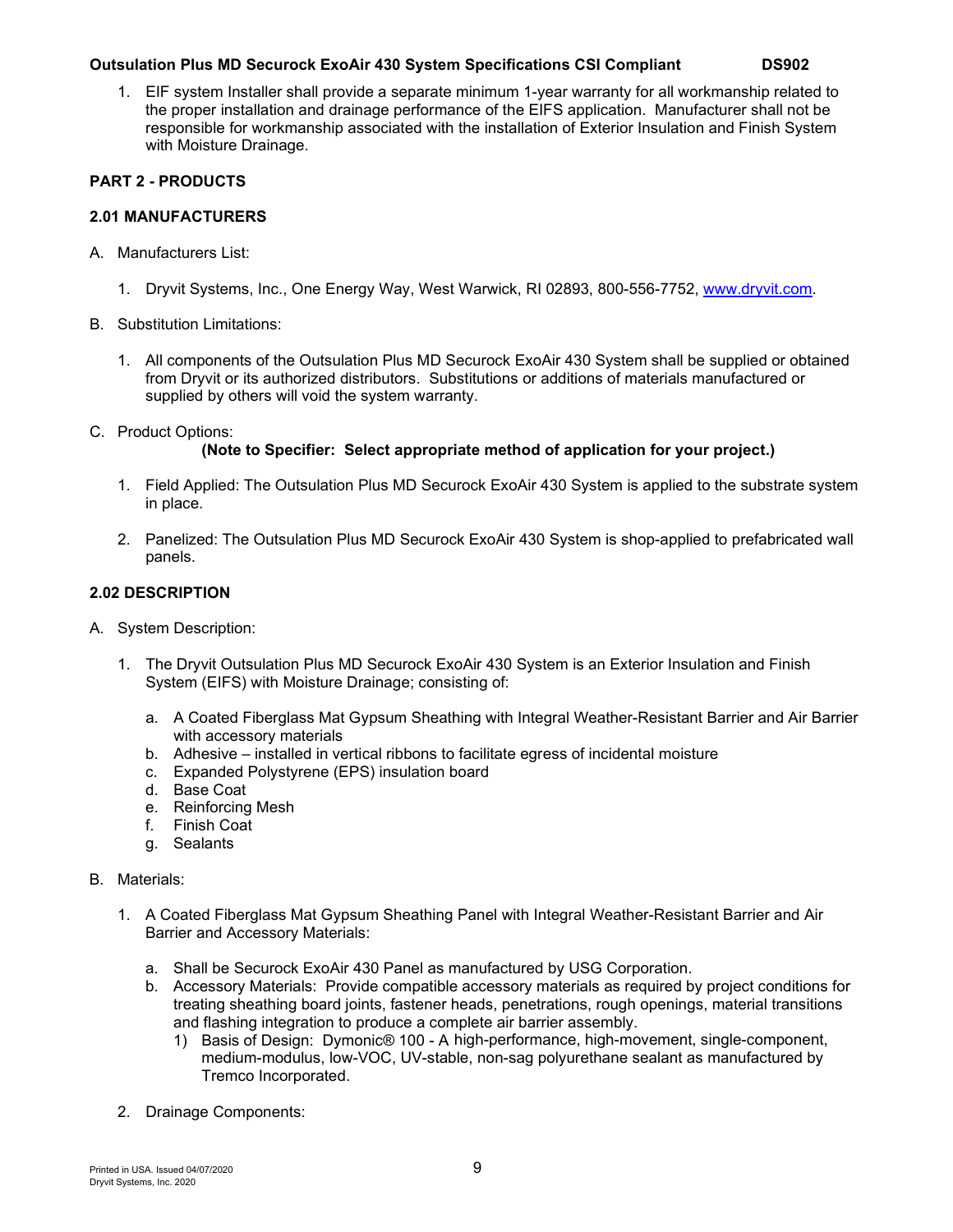1. EIF system Installer shall provide a separate minimum 1-year warranty for all workmanship related to the proper installation and drainage performance of the EIFS application. Manufacturer shall not be responsible for workmanship associated with the installation of Exterior Insulation and Finish System with Moisture Drainage.

## PART 2 - PRODUCTS

### 2.01 MANUFACTURERS

A. Manufacturers List:

1. Dryvit Systems, Inc., One Energy Way, West Warwick, RI 02893, 800-556-7752, www.dryvit.com.

B. Substitution Limitations:

1. All components of the Outsulation Plus MD Securock ExoAir 430 System shall be supplied or obtained from Dryvit or its authorized distributors. Substitutions or additions of materials manufactured or supplied by others will void the system warranty.

C. Product Options:

**(Note to Specifier: Select appropriate method of application for your project.)**

1. Field Applied: The Outsulation Plus MD Securock ExoAir 430 System is applied to the substrate system in place.
2. Panelized: The Outsulation Plus MD Securock ExoAir 430 System is shop-applied to prefabricated wall panels.

### 2.02 DESCRIPTION

A. System Description:

1. The Dryvit Outsulation Plus MD Securock ExoAir 430 System is an Exterior Insulation and Finish System (EIFS) with Moisture Drainage; consisting of:
   a. A Coated Fiberglass Mat Gypsum Sheathing with Integral Weather-Resistant Barrier and Air Barrier with accessory materials
   b. Adhesive – installed in vertical ribbons to facilitate egress of incidental moisture
   c. Expanded Polystyrene (EPS) insulation board
   d. Base Coat
   e. Reinforcing Mesh
   f. Finish Coat
   g. Sealants

B. Materials:

1. A Coated Fiberglass Mat Gypsum Sheathing Panel with Integral Weather-Resistant Barrier and Air Barrier and Accessory Materials:
   a. Shall be Securock ExoAir 430 Panel as manufactured by USG Corporation.
   b. Accessory Materials: Provide compatible accessory materials as required by project conditions for treating sheathing board joints, fastener heads, penetrations, rough openings, material transitions and flashing integration to produce a complete air barrier assembly.
      1) Basis of Design: Dymonic® 100 - A high-performance, high-movement, single-component, medium-modulus, low-VOC, UV-stable, non-sag polyurethane sealant as manufactured by Tremco Incorporated.
2. Drainage Components: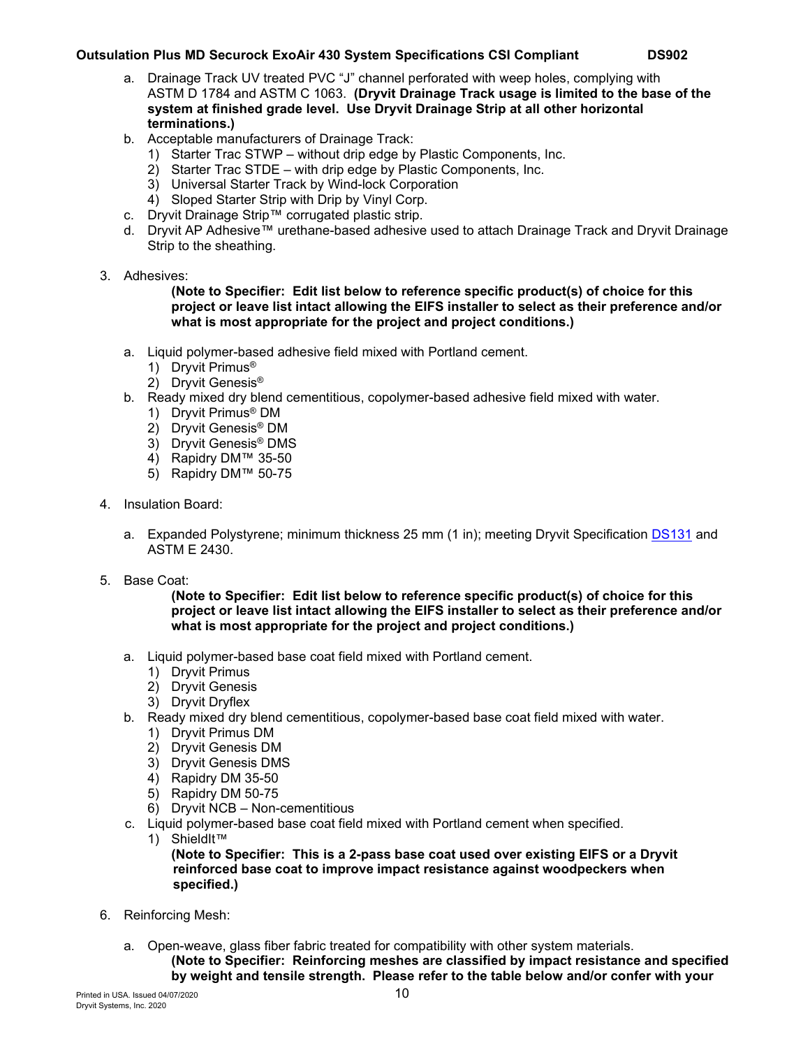a. Drainage Track UV treated PVC "J" channel perforated with weep holes, complying with ASTM D 1784 and ASTM C 1063. **(Dryvit Drainage Track usage is limited to the base of the system at finished grade level. Use Dryvit Drainage Strip at all other horizontal terminations.)**

b. Acceptable manufacturers of Drainage Track:
   1) Starter Trac STWP – without drip edge by Plastic Components, Inc.
   2) Starter Trac STDE – with drip edge by Plastic Components, Inc.
   3) Universal Starter Track by Wind-lock Corporation
   4) Sloped Starter Strip with Drip by Vinyl Corp.

c. Dryvit Drainage Strip™ corrugated plastic strip.

d. Dryvit AP Adhesive™ urethane-based adhesive used to attach Drainage Track and Dryvit Drainage Strip to the sheathing.

3. Adhesives:

   **(Note to Specifier: Edit list below to reference specific product(s) of choice for this project or leave list intact allowing the EIFS installer to select as their preference and/or what is most appropriate for the project and project conditions.)**

   a. Liquid polymer-based adhesive field mixed with Portland cement.
      1) Dryvit Primus®
      2) Dryvit Genesis®

   b. Ready mixed dry blend cementitious, copolymer-based adhesive field mixed with water.
      1) Dryvit Primus® DM
      2) Dryvit Genesis® DM
      3) Dryvit Genesis® DMS
      4) Rapidry DM™ 35-50
      5) Rapidry DM™ 50-75

4. Insulation Board:

   a. Expanded Polystyrene; minimum thickness 25 mm (1 in); meeting Dryvit Specification DS131 and ASTM E 2430.

5. Base Coat:

   **(Note to Specifier: Edit list below to reference specific product(s) of choice for this project or leave list intact allowing the EIFS installer to select as their preference and/or what is most appropriate for the project and project conditions.)**

   a. Liquid polymer-based base coat field mixed with Portland cement.
      1) Dryvit Primus
      2) Dryvit Genesis
      3) Dryvit Dryflex

   b. Ready mixed dry blend cementitious, copolymer-based base coat field mixed with water.
      1) Dryvit Primus DM
      2) Dryvit Genesis DM
      3) Dryvit Genesis DMS
      4) Rapidry DM 35-50
      5) Rapidry DM 50-75
      6) Dryvit NCB – Non-cementitious

   c. Liquid polymer-based base coat field mixed with Portland cement when specified.
      1) ShieldIt™

      **(Note to Specifier: This is a 2-pass base coat used over existing EIFS or a Dryvit reinforced base coat to improve impact resistance against woodpeckers when specified.)**

6. Reinforcing Mesh:

   a. Open-weave, glass fiber fabric treated for compatibility with other system materials.
      **(Note to Specifier: Reinforcing meshes are classified by impact resistance and specified by weight and tensile strength. Please refer to the table below and/or confer with your**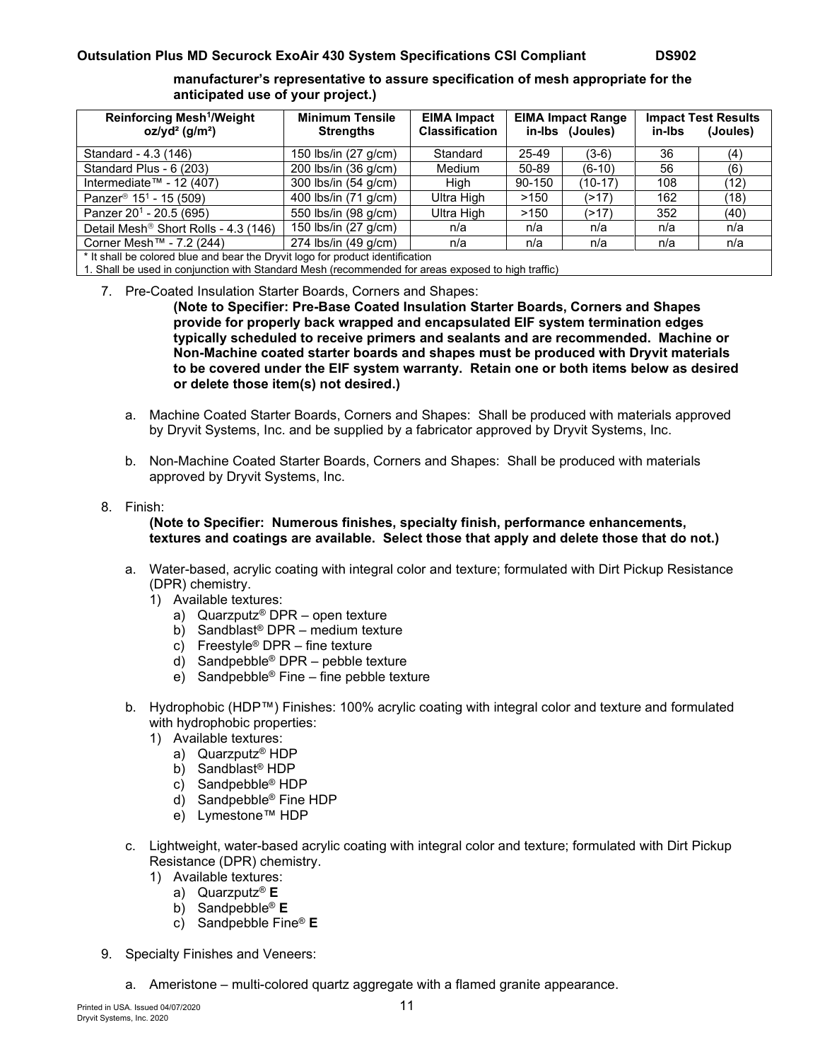**manufacturer's representative to assure specification of mesh appropriate for the anticipated use of your project.)**

| Reinforcing Mesh[1]/Weight oz/yd² (g/m²) | Minimum Tensile Strengths | EIMA Impact Classification | EIMA Impact Range in-lbs | (Joules) | Impact Test Results in-lbs | (Joules) |
|---|---|---|---|---|---|---|
| Standard - 4.3 (146) | 150 lbs/in (27 g/cm) | Standard | 25-49 | (3-6) | 36 | (4) |
| Standard Plus - 6 (203) | 200 lbs/in (36 g/cm) | Medium | 50-89 | (6-10) | 56 | (6) |
| Intermediate™ - 12 (407) | 300 lbs/in (54 g/cm) | High | 90-150 | (10-17) | 108 | (12) |
| Panzer® 15[1] - 15 (509) | 400 lbs/in (71 g/cm) | Ultra High | >150 | (>17) | 162 | (18) |
| Panzer 20[1] - 20.5 (695) | 550 lbs/in (98 g/cm) | Ultra High | >150 | (>17) | 352 | (40) |
| Detail Mesh® Short Rolls - 4.3 (146) | 150 lbs/in (27 g/cm) | n/a | n/a | n/a | n/a | n/a |
| Corner Mesh™ - 7.2 (244) | 274 lbs/in (49 g/cm) | n/a | n/a | n/a | n/a | n/a |

\* It shall be colored blue and bear the Dryvit logo for product identification

1. Shall be used in conjunction with Standard Mesh (recommended for areas exposed to high traffic)

7. Pre-Coated Insulation Starter Boards, Corners and Shapes:

   **(Note to Specifier: Pre-Base Coated Insulation Starter Boards, Corners and Shapes provide for properly back wrapped and encapsulated EIF system termination edges typically scheduled to receive primers and sealants and are recommended. Machine or Non-Machine coated starter boards and shapes must be produced with Dryvit materials to be covered under the EIF system warranty. Retain one or both items below as desired or delete those item(s) not desired.)**

   a. Machine Coated Starter Boards, Corners and Shapes: Shall be produced with materials approved by Dryvit Systems, Inc. and be supplied by a fabricator approved by Dryvit Systems, Inc.

   b. Non-Machine Coated Starter Boards, Corners and Shapes: Shall be produced with materials approved by Dryvit Systems, Inc.

8. Finish:

   **(Note to Specifier: Numerous finishes, specialty finish, performance enhancements, textures and coatings are available. Select those that apply and delete those that do not.)**

   a. Water-based, acrylic coating with integral color and texture; formulated with Dirt Pickup Resistance (DPR) chemistry.
      1) Available textures:
         a) Quarzputz® DPR – open texture
         b) Sandblast® DPR – medium texture
         c) Freestyle® DPR – fine texture
         d) Sandpebble® DPR – pebble texture
         e) Sandpebble® Fine – fine pebble texture

   b. Hydrophobic (HDP™) Finishes: 100% acrylic coating with integral color and texture and formulated with hydrophobic properties:
      1) Available textures:
         a) Quarzputz® HDP
         b) Sandblast® HDP
         c) Sandpebble® HDP
         d) Sandpebble® Fine HDP
         e) Lymestone™ HDP

   c. Lightweight, water-based acrylic coating with integral color and texture; formulated with Dirt Pickup Resistance (DPR) chemistry.
      1) Available textures:
         a) Quarzputz® **E**
         b) Sandpebble® **E**
         c) Sandpebble Fine® **E**

9. Specialty Finishes and Veneers:

   a. Ameristone – multi-colored quartz aggregate with a flamed granite appearance.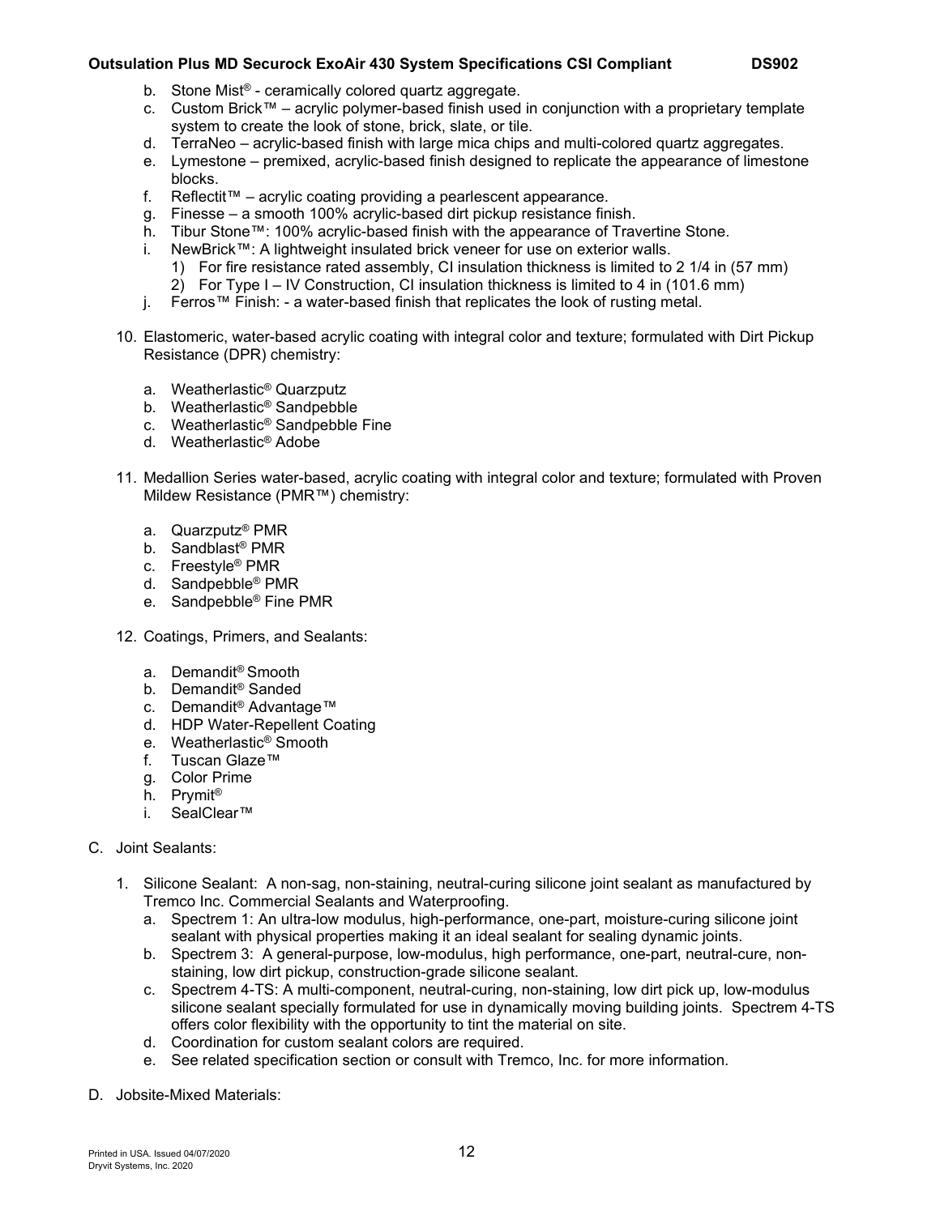b. Stone Mist® - ceramically colored quartz aggregate.
c. Custom Brick™ – acrylic polymer-based finish used in conjunction with a proprietary template system to create the look of stone, brick, slate, or tile.
d. TerraNeo – acrylic-based finish with large mica chips and multi-colored quartz aggregates.
e. Lymestone – premixed, acrylic-based finish designed to replicate the appearance of limestone blocks.
f. Reflectit™ – acrylic coating providing a pearlescent appearance.
g. Finesse – a smooth 100% acrylic-based dirt pickup resistance finish.
h. Tibur Stone™: 100% acrylic-based finish with the appearance of Travertine Stone.
i. NewBrick™: A lightweight insulated brick veneer for use on exterior walls.
   1) For fire resistance rated assembly, CI insulation thickness is limited to 2 1/4 in (57 mm)
   2) For Type I – IV Construction, CI insulation thickness is limited to 4 in (101.6 mm)
j. Ferros™ Finish: - a water-based finish that replicates the look of rusting metal.

10. Elastomeric, water-based acrylic coating with integral color and texture; formulated with Dirt Pickup Resistance (DPR) chemistry:

    a. Weatherlastic® Quarzputz
    b. Weatherlastic® Sandpebble
    c. Weatherlastic® Sandpebble Fine
    d. Weatherlastic® Adobe

11. Medallion Series water-based, acrylic coating with integral color and texture; formulated with Proven Mildew Resistance (PMR™) chemistry:

    a. Quarzputz® PMR
    b. Sandblast® PMR
    c. Freestyle® PMR
    d. Sandpebble® PMR
    e. Sandpebble® Fine PMR

12. Coatings, Primers, and Sealants:

    a. Demandit® Smooth
    b. Demandit® Sanded
    c. Demandit® Advantage™
    d. HDP Water-Repellent Coating
    e. Weatherlastic® Smooth
    f. Tuscan Glaze™
    g. Color Prime
    h. Prymit®
    i. SealClear™

C. Joint Sealants:

1. Silicone Sealant: A non-sag, non-staining, neutral-curing silicone joint sealant as manufactured by Tremco Inc. Commercial Sealants and Waterproofing.
   a. Spectrem 1: An ultra-low modulus, high-performance, one-part, moisture-curing silicone joint sealant with physical properties making it an ideal sealant for sealing dynamic joints.
   b. Spectrem 3: A general-purpose, low-modulus, high performance, one-part, neutral-cure, non-staining, low dirt pickup, construction-grade silicone sealant.
   c. Spectrem 4-TS: A multi-component, neutral-curing, non-staining, low dirt pick up, low-modulus silicone sealant specially formulated for use in dynamically moving building joints. Spectrem 4-TS offers color flexibility with the opportunity to tint the material on site.
   d. Coordination for custom sealant colors are required.
   e. See related specification section or consult with Tremco, Inc. for more information.

D. Jobsite-Mixed Materials: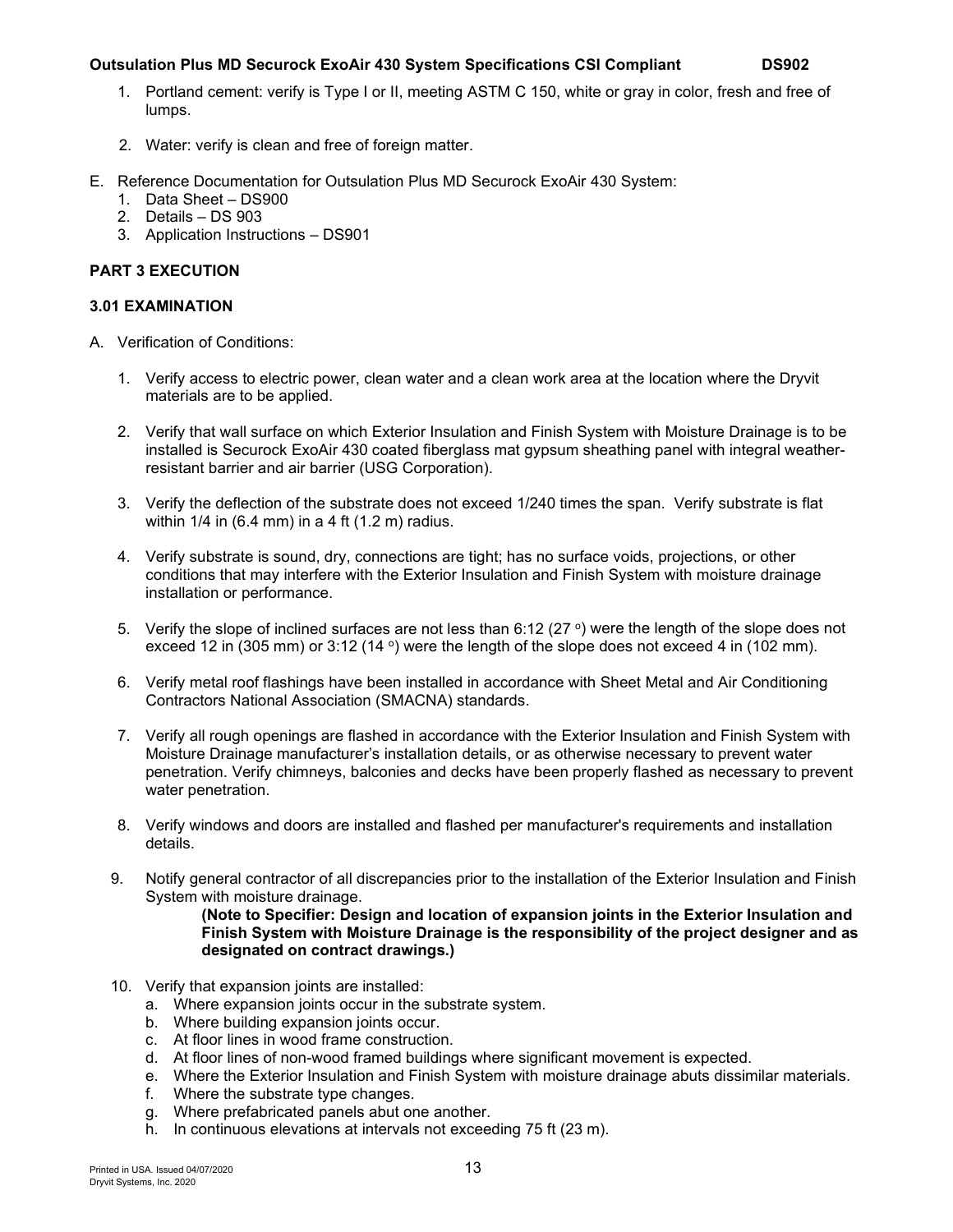1. Portland cement: verify is Type I or II, meeting ASTM C 150, white or gray in color, fresh and free of lumps.

2. Water: verify is clean and free of foreign matter.

E. Reference Documentation for Outsulation Plus MD Securock ExoAir 430 System:
   1. Data Sheet – DS900
   2. Details – DS 903
   3. Application Instructions – DS901

**PART 3 EXECUTION**

**3.01 EXAMINATION**

A. Verification of Conditions:

   1. Verify access to electric power, clean water and a clean work area at the location where the Dryvit materials are to be applied.

   2. Verify that wall surface on which Exterior Insulation and Finish System with Moisture Drainage is to be installed is Securock ExoAir 430 coated fiberglass mat gypsum sheathing panel with integral weather-resistant barrier and air barrier (USG Corporation).

   3. Verify the deflection of the substrate does not exceed 1/240 times the span. Verify substrate is flat within 1/4 in (6.4 mm) in a 4 ft (1.2 m) radius.

   4. Verify substrate is sound, dry, connections are tight; has no surface voids, projections, or other conditions that may interfere with the Exterior Insulation and Finish System with moisture drainage installation or performance.

   5. Verify the slope of inclined surfaces are not less than 6:12 (27 °) were the length of the slope does not exceed 12 in (305 mm) or 3:12 (14 °) were the length of the slope does not exceed 4 in (102 mm).

   6. Verify metal roof flashings have been installed in accordance with Sheet Metal and Air Conditioning Contractors National Association (SMACNA) standards.

   7. Verify all rough openings are flashed in accordance with the Exterior Insulation and Finish System with Moisture Drainage manufacturer's installation details, or as otherwise necessary to prevent water penetration. Verify chimneys, balconies and decks have been properly flashed as necessary to prevent water penetration.

   8. Verify windows and doors are installed and flashed per manufacturer's requirements and installation details.

   9. Notify general contractor of all discrepancies prior to the installation of the Exterior Insulation and Finish System with moisture drainage.

      **(Note to Specifier: Design and location of expansion joints in the Exterior Insulation and Finish System with Moisture Drainage is the responsibility of the project designer and as designated on contract drawings.)**

   10. Verify that expansion joints are installed:
       a. Where expansion joints occur in the substrate system.
       b. Where building expansion joints occur.
       c. At floor lines in wood frame construction.
       d. At floor lines of non-wood framed buildings where significant movement is expected.
       e. Where the Exterior Insulation and Finish System with moisture drainage abuts dissimilar materials.
       f. Where the substrate type changes.
       g. Where prefabricated panels abut one another.
       h. In continuous elevations at intervals not exceeding 75 ft (23 m).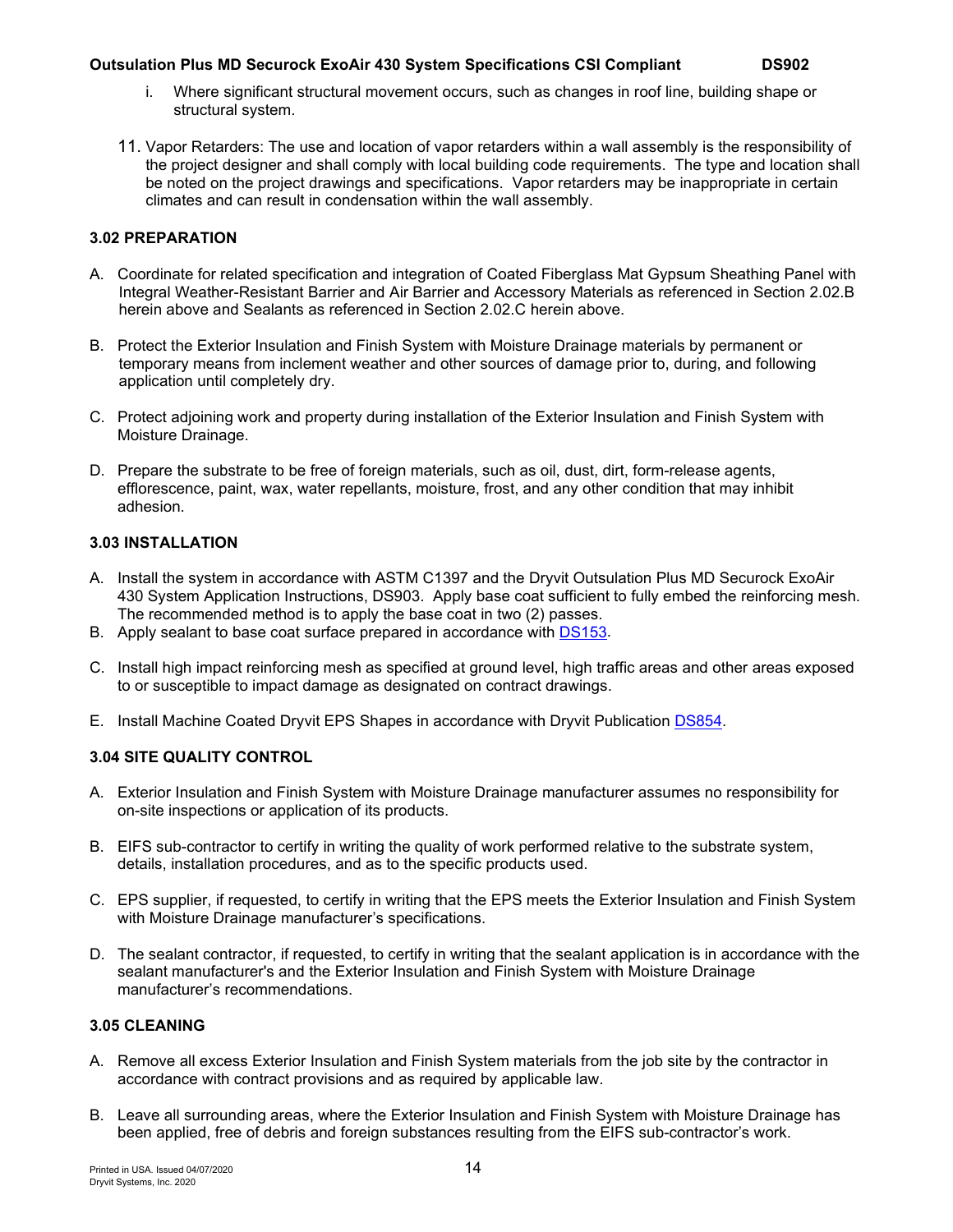i. Where significant structural movement occurs, such as changes in roof line, building shape or structural system.

11. Vapor Retarders: The use and location of vapor retarders within a wall assembly is the responsibility of the project designer and shall comply with local building code requirements. The type and location shall be noted on the project drawings and specifications. Vapor retarders may be inappropriate in certain climates and can result in condensation within the wall assembly.

### 3.02 PREPARATION

A. Coordinate for related specification and integration of Coated Fiberglass Mat Gypsum Sheathing Panel with Integral Weather-Resistant Barrier and Air Barrier and Accessory Materials as referenced in Section 2.02.B herein above and Sealants as referenced in Section 2.02.C herein above.

B. Protect the Exterior Insulation and Finish System with Moisture Drainage materials by permanent or temporary means from inclement weather and other sources of damage prior to, during, and following application until completely dry.

C. Protect adjoining work and property during installation of the Exterior Insulation and Finish System with Moisture Drainage.

D. Prepare the substrate to be free of foreign materials, such as oil, dust, dirt, form-release agents, efflorescence, paint, wax, water repellants, moisture, frost, and any other condition that may inhibit adhesion.

### 3.03 INSTALLATION

A. Install the system in accordance with ASTM C1397 and the Dryvit Outsulation Plus MD Securock ExoAir 430 System Application Instructions, DS903. Apply base coat sufficient to fully embed the reinforcing mesh. The recommended method is to apply the base coat in two (2) passes.

B. Apply sealant to base coat surface prepared in accordance with DS153.

C. Install high impact reinforcing mesh as specified at ground level, high traffic areas and other areas exposed to or susceptible to impact damage as designated on contract drawings.

E. Install Machine Coated Dryvit EPS Shapes in accordance with Dryvit Publication DS854.

### 3.04 SITE QUALITY CONTROL

A. Exterior Insulation and Finish System with Moisture Drainage manufacturer assumes no responsibility for on-site inspections or application of its products.

B. EIFS sub-contractor to certify in writing the quality of work performed relative to the substrate system, details, installation procedures, and as to the specific products used.

C. EPS supplier, if requested, to certify in writing that the EPS meets the Exterior Insulation and Finish System with Moisture Drainage manufacturer's specifications.

D. The sealant contractor, if requested, to certify in writing that the sealant application is in accordance with the sealant manufacturer's and the Exterior Insulation and Finish System with Moisture Drainage manufacturer's recommendations.

### 3.05 CLEANING

A. Remove all excess Exterior Insulation and Finish System materials from the job site by the contractor in accordance with contract provisions and as required by applicable law.

B. Leave all surrounding areas, where the Exterior Insulation and Finish System with Moisture Drainage has been applied, free of debris and foreign substances resulting from the EIFS sub-contractor's work.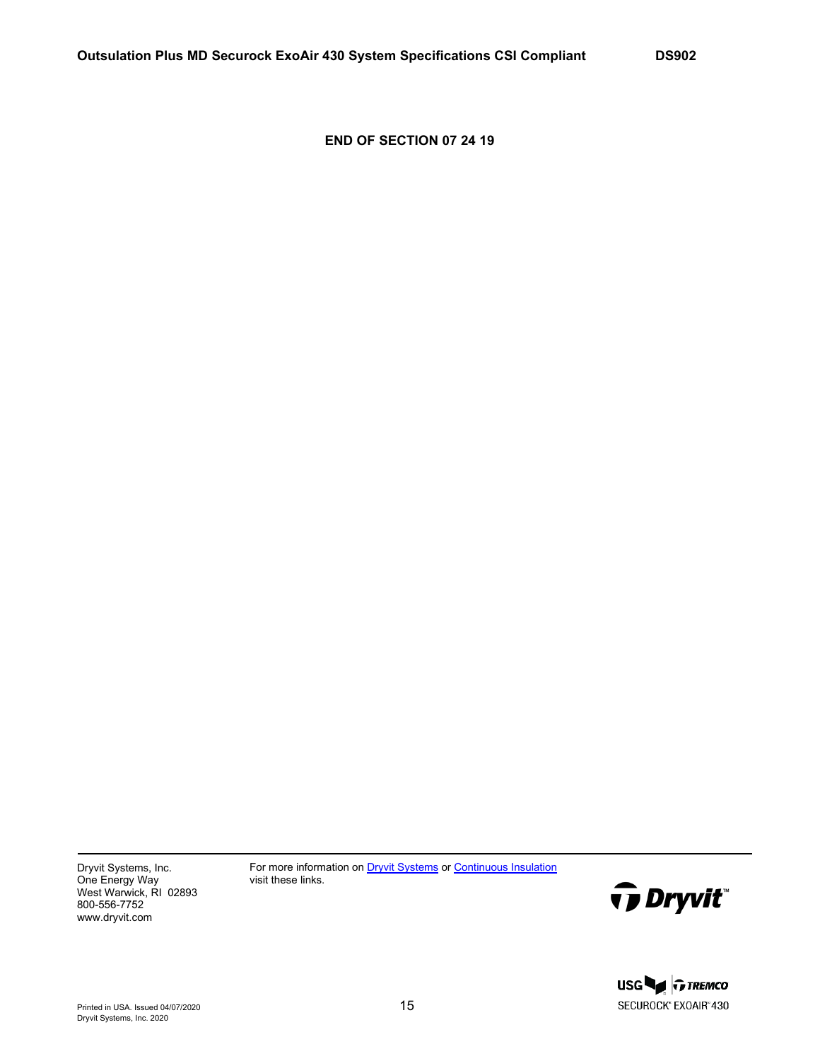END OF SECTION 07 24 19

Dryvit Systems, Inc.
One Energy Way
West Warwick, RI 02893
800-556-7752
www.dryvit.com

For more information on Dryvit Systems or Continuous Insulation visit these links.

Printed in USA. Issued 04/07/2020
Dryvit Systems, Inc. 2020